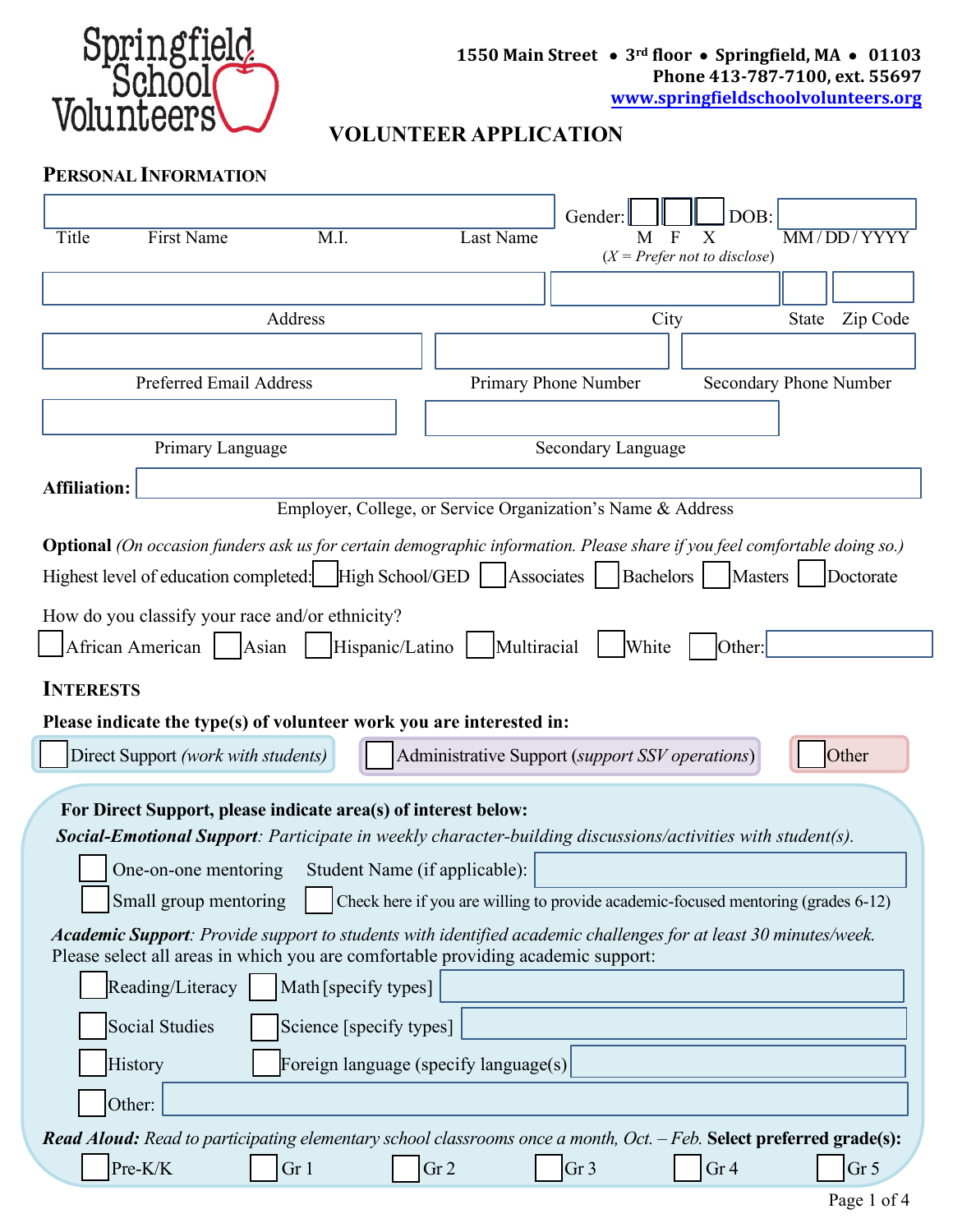# Springfield School Volunteers

**1550 Main Street • 3rd floor • Springfield, MA • 01103**
**Phone 413-787-7100, ext. 55697**
**www.springfieldschoolvolunteers.org**

## VOLUNTEER APPLICATION

### PERSONAL INFORMATION

Title First Name M.I. Last Name

Gender: ☐ M ☐ F ☐ X (*X = Prefer not to disclose*)

DOB: MM / DD / YYYY

Address City State Zip Code

Preferred Email Address Primary Phone Number Secondary Phone Number

Primary Language Secondary Language

**Affiliation:** Employer, College, or Service Organization's Name & Address

**Optional** *(On occasion funders ask us for certain demographic information. Please share if you feel comfortable doing so.)*

Highest level of education completed: ☐ High School/GED ☐ Associates ☐ Bachelors ☐ Masters ☐ Doctorate

How do you classify your race and/or ethnicity?

☐ African American ☐ Asian ☐ Hispanic/Latino ☐ Multiracial ☐ White ☐ Other:

### INTERESTS

**Please indicate the type(s) of volunteer work you are interested in:**

☐ Direct Support *(work with students)* ☐ Administrative Support (*support SSV operations*) ☐ Other

**For Direct Support, please indicate area(s) of interest below:**

***Social-Emotional Support****: Participate in weekly character-building discussions/activities with student(s).*

☐ One-on-one mentoring Student Name (if applicable):

☐ Small group mentoring ☐ Check here if you are willing to provide academic-focused mentoring (grades 6-12)

***Academic Support****: Provide support to students with identified academic challenges for at least 30 minutes/week.*
Please select all areas in which you are comfortable providing academic support:

☐ Reading/Literacy ☐ Math [specify types]

☐ Social Studies ☐ Science [specify types]

☐ History ☐ Foreign language (specify language(s)

☐ Other:

***Read Aloud:*** *Read to participating elementary school classrooms once a month, Oct. – Feb.* **Select preferred grade(s):**

☐ Pre-K/K ☐ Gr 1 ☐ Gr 2 ☐ Gr 3 ☐ Gr 4 ☐ Gr 5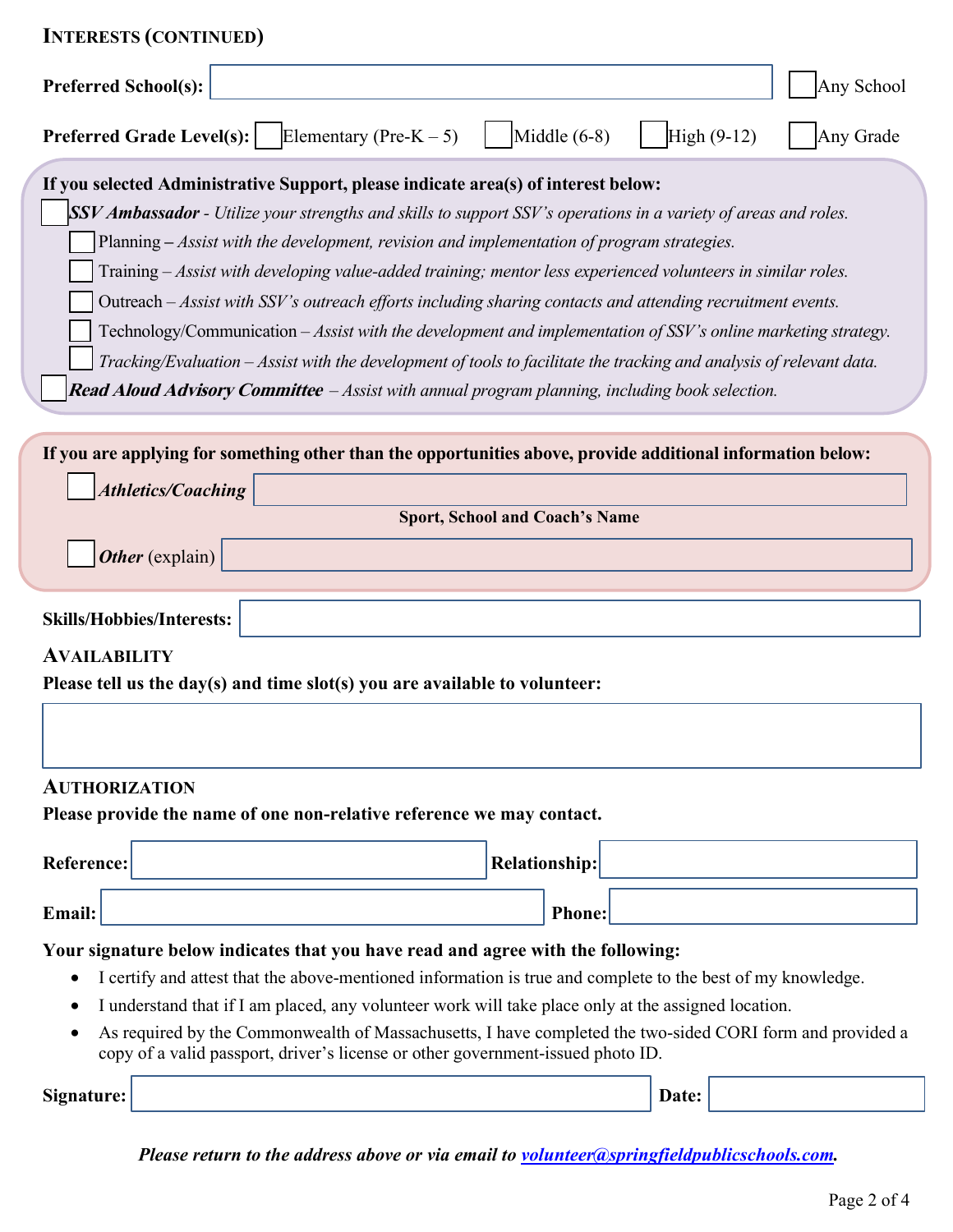## Interests (continued)

**Preferred School(s):** ☐ Any School

**Preferred Grade Level(s):** ☐ Elementary (Pre-K – 5) ☐ Middle (6-8) ☐ High (9-12) ☐ Any Grade

**If you selected Administrative Support, please indicate area(s) of interest below:**

☐ ***SSV Ambassador*** - *Utilize your strengths and skills to support SSV's operations in a variety of areas and roles.*

- ☐ Planning **–** *Assist with the development, revision and implementation of program strategies.*
- ☐ Training – *Assist with developing value-added training; mentor less experienced volunteers in similar roles.*
- ☐ Outreach – *Assist with SSV's outreach efforts including sharing contacts and attending recruitment events.*
- ☐ Technology/Communication – *Assist with the development and implementation of SSV's online marketing strategy.*
- ☐ *Tracking/Evaluation – Assist with the development of tools to facilitate the tracking and analysis of relevant data.*

☐ ***Read Aloud Advisory Committee*** *– Assist with annual program planning, including book selection.*

**If you are applying for something other than the opportunities above, provide additional information below:**

☐ ***Athletics/Coaching***

**Sport, School and Coach's Name**

☐ ***Other*** (explain)

**Skills/Hobbies/Interests:**

## Availability

**Please tell us the day(s) and time slot(s) you are available to volunteer:**

## Authorization

**Please provide the name of one non-relative reference we may contact.**

**Reference:** **Relationship:**

**Email:** **Phone:**

**Your signature below indicates that you have read and agree with the following:**

- I certify and attest that the above-mentioned information is true and complete to the best of my knowledge.
- I understand that if I am placed, any volunteer work will take place only at the assigned location.
- As required by the Commonwealth of Massachusetts, I have completed the two-sided CORI form and provided a copy of a valid passport, driver's license or other government-issued photo ID.

**Signature:** **Date:**

***Please return to the address above or via email to volunteer@springfieldpublicschools.com.***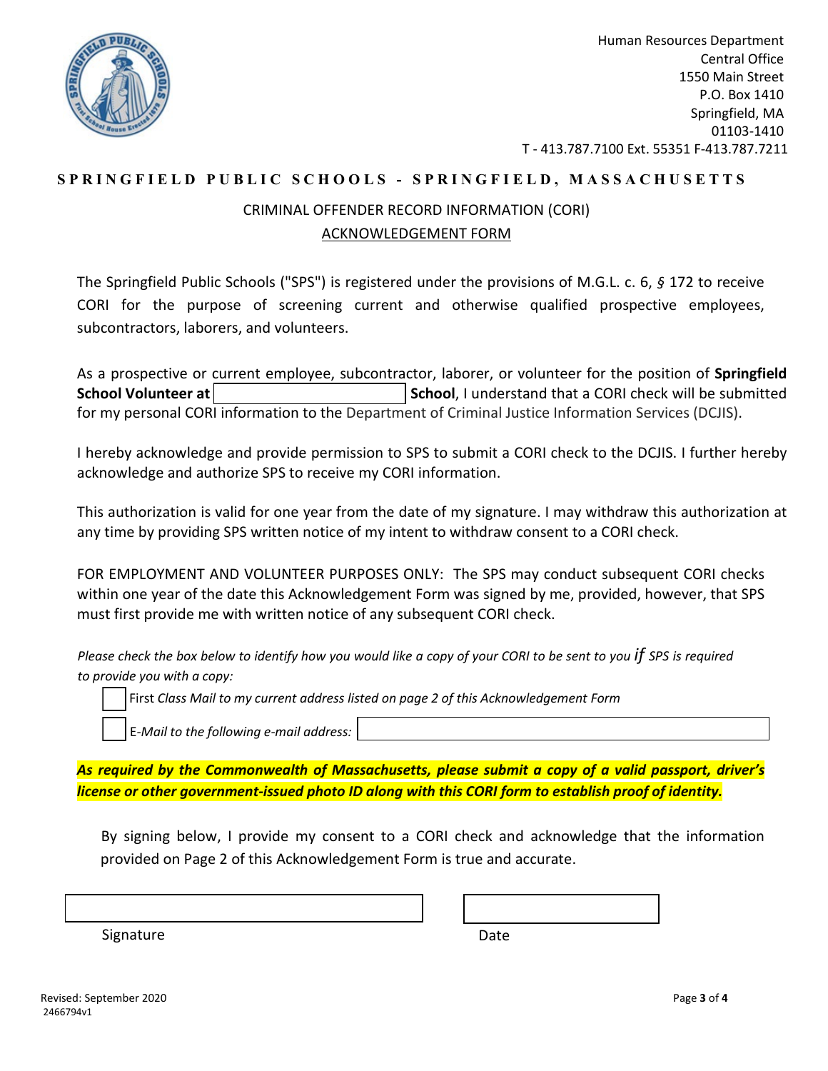Human Resources Department
Central Office
1550 Main Street
P.O. Box 1410
Springfield, MA
01103-1410
T - 413.787.7100 Ext. 55351 F-413.787.7211

**SPRINGFIELD PUBLIC SCHOOLS - SPRINGFIELD, MASSACHUSETTS**

## CRIMINAL OFFENDER RECORD INFORMATION (CORI) ACKNOWLEDGEMENT FORM

The Springfield Public Schools ("SPS") is registered under the provisions of M.G.L. c. 6, § 172 to receive CORI for the purpose of screening current and otherwise qualified prospective employees, subcontractors, laborers, and volunteers.

As a prospective or current employee, subcontractor, laborer, or volunteer for the position of **Springfield School Volunteer at** \_\_\_\_\_\_\_\_\_\_\_\_\_\_\_\_ **School**, I understand that a CORI check will be submitted for my personal CORI information to the Department of Criminal Justice Information Services (DCJIS).

I hereby acknowledge and provide permission to SPS to submit a CORI check to the DCJIS. I further hereby acknowledge and authorize SPS to receive my CORI information.

This authorization is valid for one year from the date of my signature. I may withdraw this authorization at any time by providing SPS written notice of my intent to withdraw consent to a CORI check.

FOR EMPLOYMENT AND VOLUNTEER PURPOSES ONLY: The SPS may conduct subsequent CORI checks within one year of the date this Acknowledgement Form was signed by me, provided, however, that SPS must first provide me with written notice of any subsequent CORI check.

*Please check the box below to identify how you would like a copy of your CORI to be sent to you if SPS is required to provide you with a copy:*

- ☐ First *Class Mail to my current address listed on page 2 of this Acknowledgement Form*
- ☐ E-*Mail to the following e-mail address:* \_\_\_\_\_\_\_\_\_\_\_\_\_\_\_\_

***As required by the Commonwealth of Massachusetts, please submit a copy of a valid passport, driver's license or other government-issued photo ID along with this CORI form to establish proof of identity.***

By signing below, I provide my consent to a CORI check and acknowledge that the information provided on Page 2 of this Acknowledgement Form is true and accurate.

\_\_\_\_\_\_\_\_\_\_\_\_\_\_\_\_\_\_\_\_\_\_\_\_ \_\_\_\_\_\_\_\_\_\_\_\_\_\_\_\_

Signature Date

Revised: September 2020
2466794v1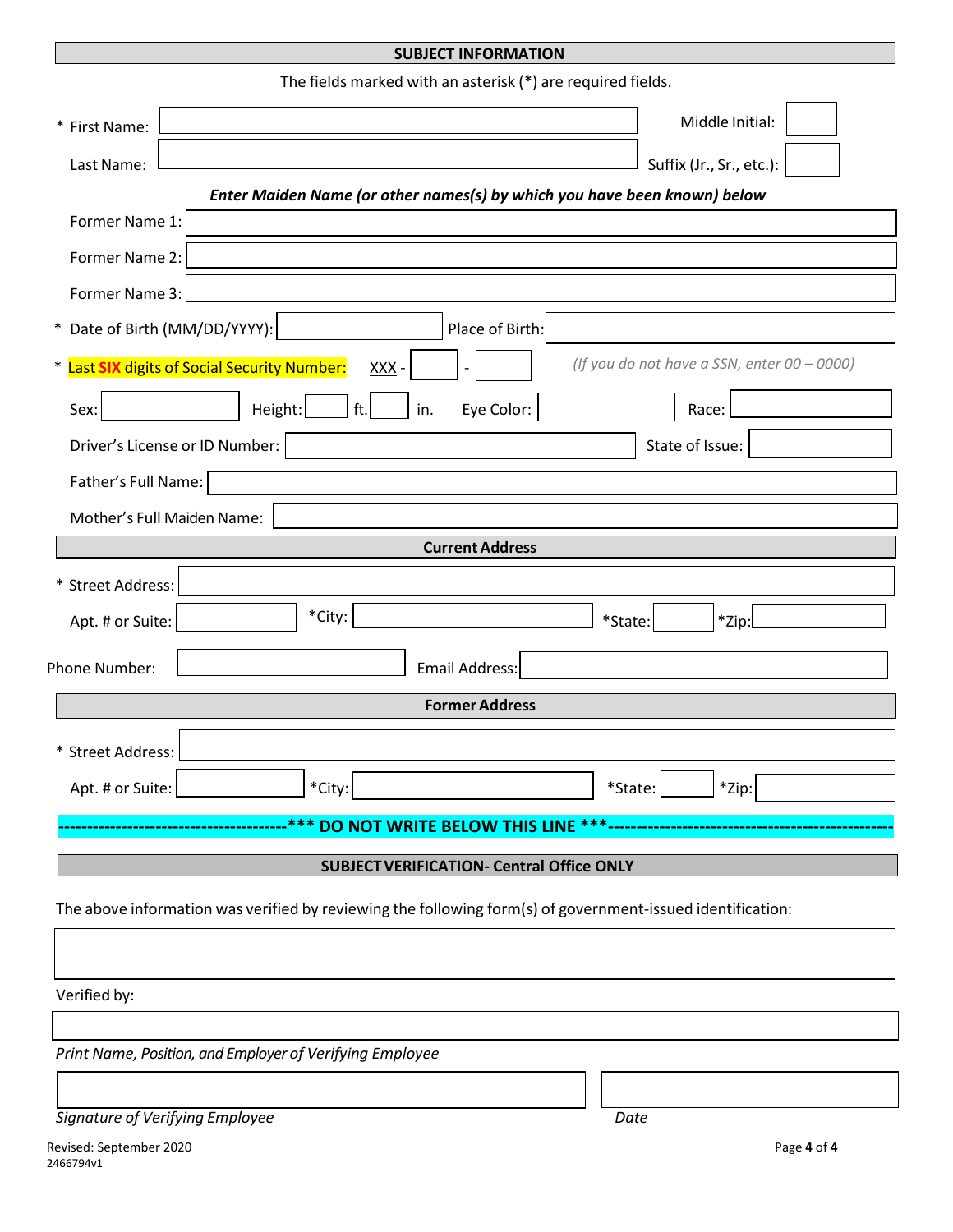## SUBJECT INFORMATION

The fields marked with an asterisk (*) are required fields.

\* First Name: ____________________ Middle Initial: ____

Last Name: ____________________ Suffix (Jr., Sr., etc.): ____

***Enter Maiden Name (or other names(s) by which you have been known) below***

Former Name 1: ____________________

Former Name 2: ____________________

Former Name 3: ____________________

\* Date of Birth (MM/DD/YYYY): ____________ Place of Birth: ____________

\* Last **SIX** digits of Social Security Number: XXX - ____ - ____ *(If you do not have a SSN, enter 00 – 0000)*

Sex: ________ Height: ____ ft. ____ in. Eye Color: ________ Race: ________

Driver's License or ID Number: ____________ State of Issue: ________

Father's Full Name: ____________________

Mother's Full Maiden Name: ____________________

### Current Address

\* Street Address: ____________________

Apt. # or Suite: ________ *City: ________ *State: ____ *Zip: ________

Phone Number: ____________ Email Address: ____________

### Former Address

\* Street Address: ____________________

Apt. # or Suite: ________ *City: ________ *State: ____ *Zip: ________

**--------------------------------------*** DO NOT WRITE BELOW THIS LINE ***--------------------------------------**

### SUBJECT VERIFICATION- Central Office ONLY

The above information was verified by reviewing the following form(s) of government-issued identification:

____________________

Verified by:

____________________

*Print Name, Position, and Employer of Verifying Employee*

____________________ ____________

*Signature of Verifying Employee* *Date*

Revised: September 2020
2466794v1